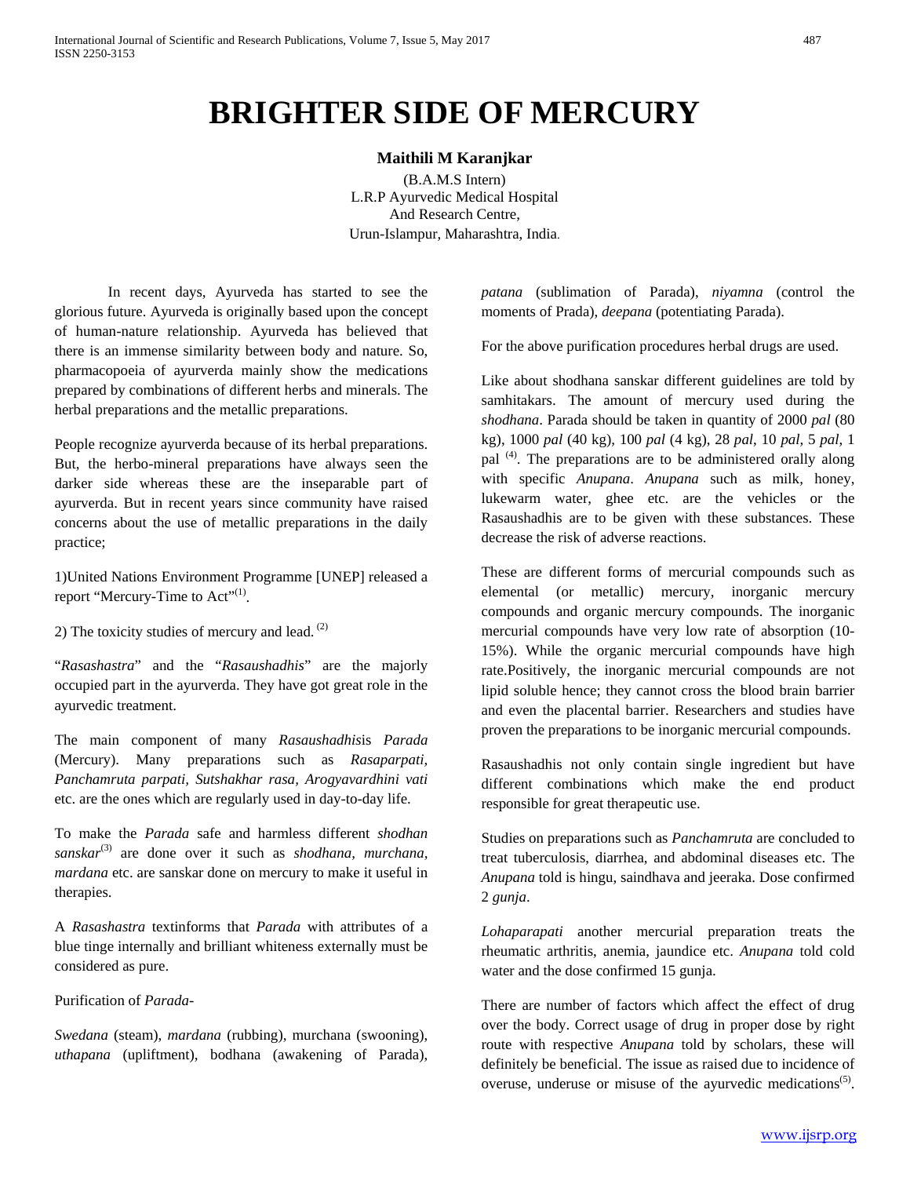# BRIGHTER SIDE OF MERCURY

**Maithili M Karanjkar**

(B.A.M.S Intern)
L.R.P Ayurvedic Medical Hospital
And Research Centre,
Urun-Islampur, Maharashtra, India.

In recent days, Ayurveda has started to see the glorious future. Ayurveda is originally based upon the concept of human-nature relationship. Ayurveda has believed that there is an immense similarity between body and nature. So, pharmacopoeia of ayurverda mainly show the medications prepared by combinations of different herbs and minerals. The herbal preparations and the metallic preparations.

People recognize ayurverda because of its herbal preparations. But, the herbo-mineral preparations have always seen the darker side whereas these are the inseparable part of ayurverda. But in recent years since community have raised concerns about the use of metallic preparations in the daily practice;

1)United Nations Environment Programme [UNEP] released a report "Mercury-Time to Act"[(1)].

2) The toxicity studies of mercury and lead. [(2)]

"*Rasashastra*" and the "*Rasaushadhis*" are the majorly occupied part in the ayurverda. They have got great role in the ayurvedic treatment.

The main component of many *Rasaushadhis*is *Parada* (Mercury). Many preparations such as *Rasaparpati, Panchamruta parpati, Sutshakhar rasa, Arogyavardhini vati* etc. are the ones which are regularly used in day-to-day life.

To make the *Parada* safe and harmless different *shodhan sanskar*[(3)] are done over it such as *shodhana, murchana, mardana* etc. are sanskar done on mercury to make it useful in therapies.

A *Rasashastra* textinforms that *Parada* with attributes of a blue tinge internally and brilliant whiteness externally must be considered as pure.

Purification of *Parada*-

*Swedana* (steam), *mardana* (rubbing), murchana (swooning), *uthapana* (upliftment), bodhana (awakening of Parada), *patana* (sublimation of Parada), *niyamna* (control the moments of Prada), *deepana* (potentiating Parada).

For the above purification procedures herbal drugs are used.

Like about shodhana sanskar different guidelines are told by samhitakars. The amount of mercury used during the *shodhana*. Parada should be taken in quantity of 2000 *pal* (80 kg), 1000 *pal* (40 kg), 100 *pal* (4 kg), 28 *pal*, 10 *pal*, 5 *pal*, 1 pal [(4)]. The preparations are to be administered orally along with specific *Anupana*. *Anupana* such as milk, honey, lukewarm water, ghee etc. are the vehicles or the Rasaushadhis are to be given with these substances. These decrease the risk of adverse reactions.

These are different forms of mercurial compounds such as elemental (or metallic) mercury, inorganic mercury compounds and organic mercury compounds. The inorganic mercurial compounds have very low rate of absorption (10-15%). While the organic mercurial compounds have high rate.Positively, the inorganic mercurial compounds are not lipid soluble hence; they cannot cross the blood brain barrier and even the placental barrier. Researchers and studies have proven the preparations to be inorganic mercurial compounds.

Rasaushadhis not only contain single ingredient but have different combinations which make the end product responsible for great therapeutic use.

Studies on preparations such as *Panchamruta* are concluded to treat tuberculosis, diarrhea, and abdominal diseases etc. The *Anupana* told is hingu, saindhava and jeeraka. Dose confirmed 2 *gunja*.

*Lohaparapati* another mercurial preparation treats the rheumatic arthritis, anemia, jaundice etc. *Anupana* told cold water and the dose confirmed 15 gunja.

There are number of factors which affect the effect of drug over the body. Correct usage of drug in proper dose by right route with respective *Anupana* told by scholars, these will definitely be beneficial. The issue as raised due to incidence of overuse, underuse or misuse of the ayurvedic medications[(5)].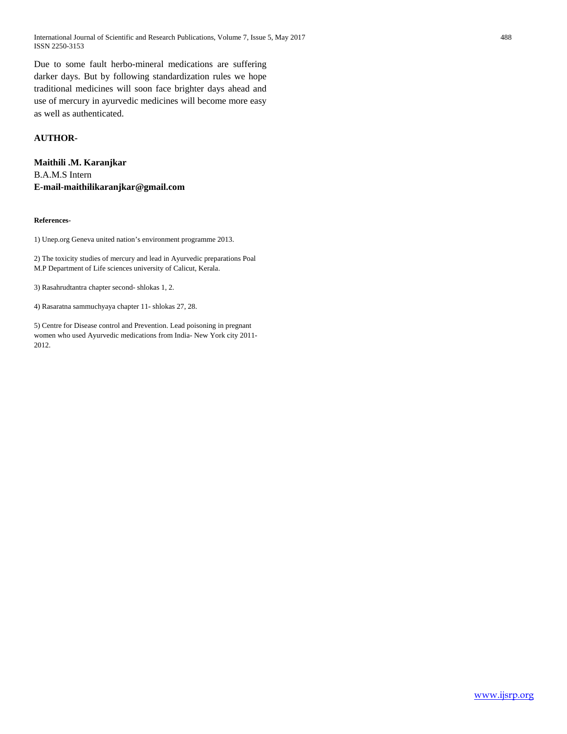Due to some fault herbo-mineral medications are suffering darker days. But by following standardization rules we hope traditional medicines will soon face brighter days ahead and use of mercury in ayurvedic medicines will become more easy as well as authenticated.

**AUTHOR-**

**Maithili .M. Karanjkar**
B.A.M.S Intern
**E-mail-maithilikaranjkar@gmail.com**

**References-**

1) Unep.org Geneva united nation's environment programme 2013.

2) The toxicity studies of mercury and lead in Ayurvedic preparations Poal M.P Department of Life sciences university of Calicut, Kerala.

3) Rasahrudtantra chapter second- shlokas 1, 2.

4) Rasaratna sammuchyaya chapter 11- shlokas 27, 28.

5) Centre for Disease control and Prevention. Lead poisoning in pregnant women who used Ayurvedic medications from India- New York city 2011-2012.